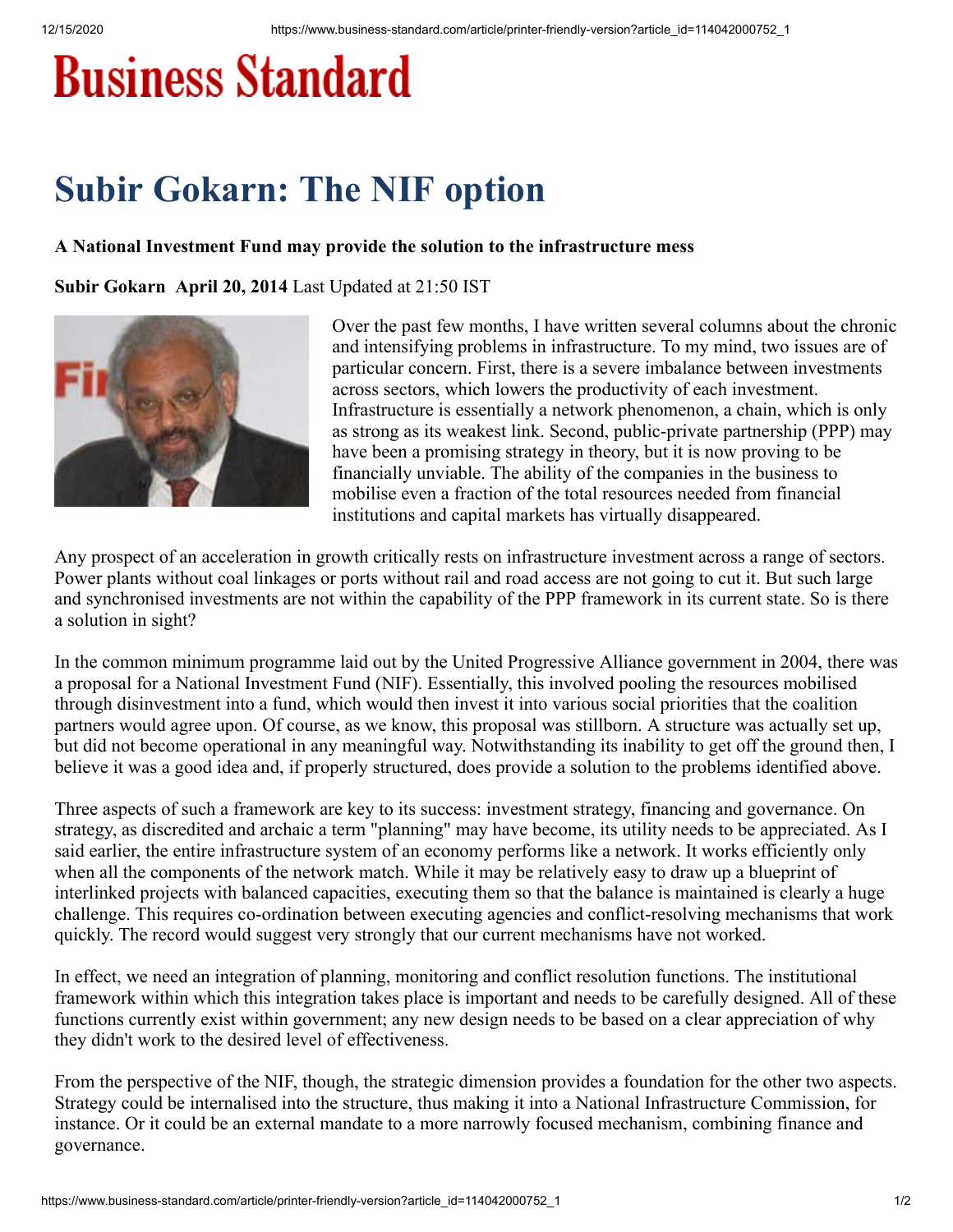# Business Standard

# Subir Gokarn: The NIF option

**A National Investment Fund may provide the solution to the infrastructure mess**

**Subir Gokarn April 20, 2014** Last Updated at 21:50 IST

Over the past few months, I have written several columns about the chronic and intensifying problems in infrastructure. To my mind, two issues are of particular concern. First, there is a severe imbalance between investments across sectors, which lowers the productivity of each investment. Infrastructure is essentially a network phenomenon, a chain, which is only as strong as its weakest link. Second, public-private partnership (PPP) may have been a promising strategy in theory, but it is now proving to be financially unviable. The ability of the companies in the business to mobilise even a fraction of the total resources needed from financial institutions and capital markets has virtually disappeared.

Any prospect of an acceleration in growth critically rests on infrastructure investment across a range of sectors. Power plants without coal linkages or ports without rail and road access are not going to cut it. But such large and synchronised investments are not within the capability of the PPP framework in its current state. So is there a solution in sight?

In the common minimum programme laid out by the United Progressive Alliance government in 2004, there was a proposal for a National Investment Fund (NIF). Essentially, this involved pooling the resources mobilised through disinvestment into a fund, which would then invest it into various social priorities that the coalition partners would agree upon. Of course, as we know, this proposal was stillborn. A structure was actually set up, but did not become operational in any meaningful way. Notwithstanding its inability to get off the ground then, I believe it was a good idea and, if properly structured, does provide a solution to the problems identified above.

Three aspects of such a framework are key to its success: investment strategy, financing and governance. On strategy, as discredited and archaic a term "planning" may have become, its utility needs to be appreciated. As I said earlier, the entire infrastructure system of an economy performs like a network. It works efficiently only when all the components of the network match. While it may be relatively easy to draw up a blueprint of interlinked projects with balanced capacities, executing them so that the balance is maintained is clearly a huge challenge. This requires co-ordination between executing agencies and conflict-resolving mechanisms that work quickly. The record would suggest very strongly that our current mechanisms have not worked.

In effect, we need an integration of planning, monitoring and conflict resolution functions. The institutional framework within which this integration takes place is important and needs to be carefully designed. All of these functions currently exist within government; any new design needs to be based on a clear appreciation of why they didn't work to the desired level of effectiveness.

From the perspective of the NIF, though, the strategic dimension provides a foundation for the other two aspects. Strategy could be internalised into the structure, thus making it into a National Infrastructure Commission, for instance. Or it could be an external mandate to a more narrowly focused mechanism, combining finance and governance.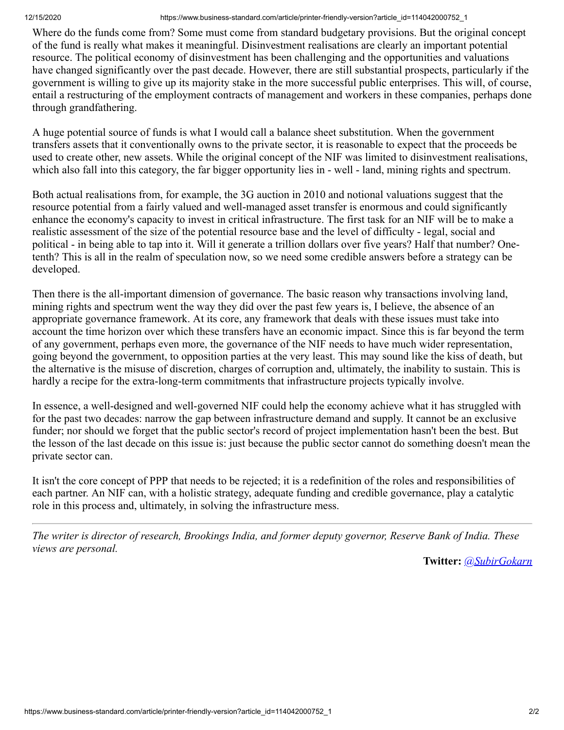Where do the funds come from? Some must come from standard budgetary provisions. But the original concept of the fund is really what makes it meaningful. Disinvestment realisations are clearly an important potential resource. The political economy of disinvestment has been challenging and the opportunities and valuations have changed significantly over the past decade. However, there are still substantial prospects, particularly if the government is willing to give up its majority stake in the more successful public enterprises. This will, of course, entail a restructuring of the employment contracts of management and workers in these companies, perhaps done through grandfathering.

A huge potential source of funds is what I would call a balance sheet substitution. When the government transfers assets that it conventionally owns to the private sector, it is reasonable to expect that the proceeds be used to create other, new assets. While the original concept of the NIF was limited to disinvestment realisations, which also fall into this category, the far bigger opportunity lies in - well - land, mining rights and spectrum.

Both actual realisations from, for example, the 3G auction in 2010 and notional valuations suggest that the resource potential from a fairly valued and well-managed asset transfer is enormous and could significantly enhance the economy's capacity to invest in critical infrastructure. The first task for an NIF will be to make a realistic assessment of the size of the potential resource base and the level of difficulty - legal, social and political - in being able to tap into it. Will it generate a trillion dollars over five years? Half that number? One-tenth? This is all in the realm of speculation now, so we need some credible answers before a strategy can be developed.

Then there is the all-important dimension of governance. The basic reason why transactions involving land, mining rights and spectrum went the way they did over the past few years is, I believe, the absence of an appropriate governance framework. At its core, any framework that deals with these issues must take into account the time horizon over which these transfers have an economic impact. Since this is far beyond the term of any government, perhaps even more, the governance of the NIF needs to have much wider representation, going beyond the government, to opposition parties at the very least. This may sound like the kiss of death, but the alternative is the misuse of discretion, charges of corruption and, ultimately, the inability to sustain. This is hardly a recipe for the extra-long-term commitments that infrastructure projects typically involve.

In essence, a well-designed and well-governed NIF could help the economy achieve what it has struggled with for the past two decades: narrow the gap between infrastructure demand and supply. It cannot be an exclusive funder; nor should we forget that the public sector's record of project implementation hasn't been the best. But the lesson of the last decade on this issue is: just because the public sector cannot do something doesn't mean the private sector can.

It isn't the core concept of PPP that needs to be rejected; it is a redefinition of the roles and responsibilities of each partner. An NIF can, with a holistic strategy, adequate funding and credible governance, play a catalytic role in this process and, ultimately, in solving the infrastructure mess.

---

*The writer is director of research, Brookings India, and former deputy governor, Reserve Bank of India. These views are personal.*

**Twitter:** @SubirGokarn